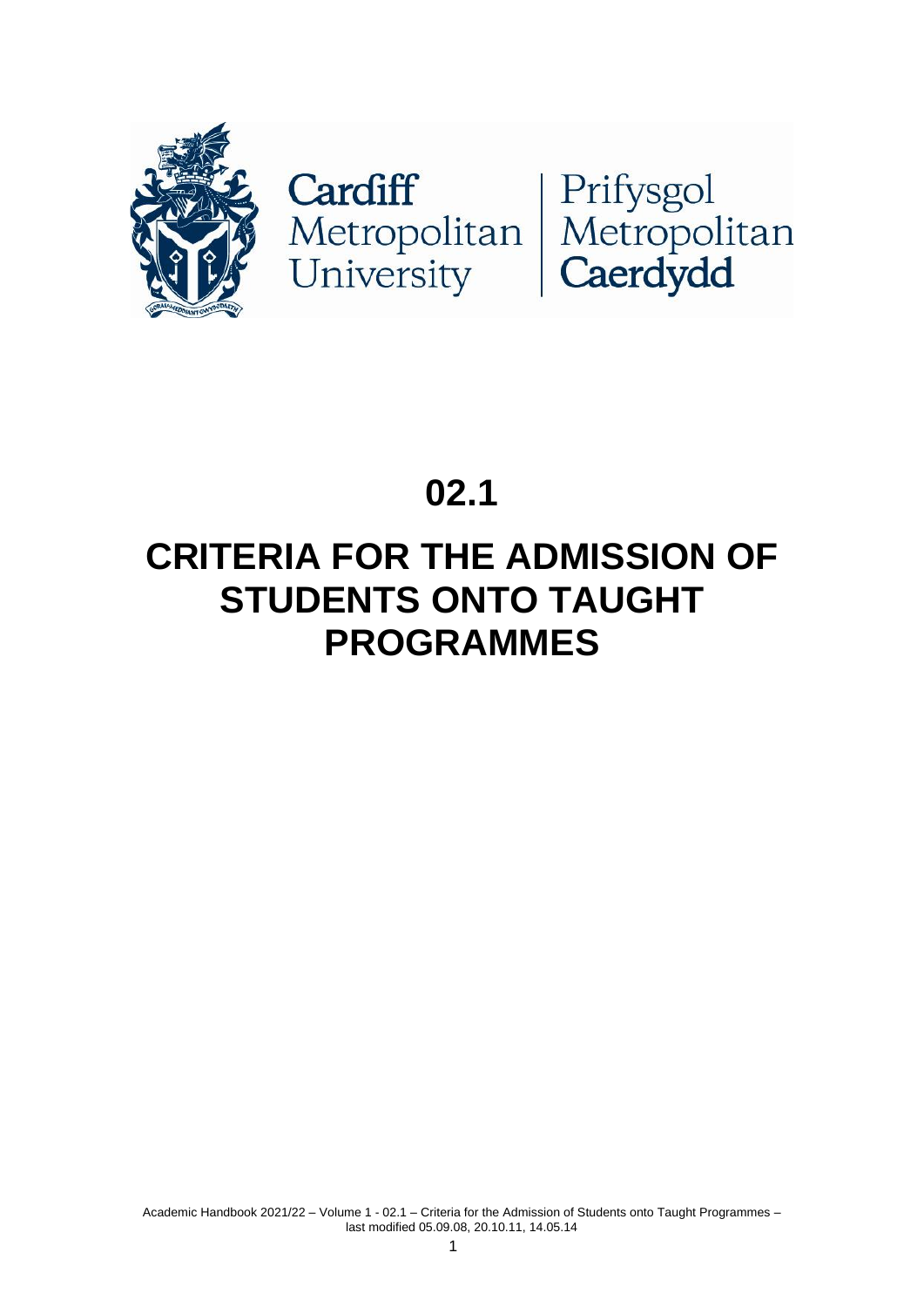Cardiff Metropolitan University | Prifysgol Metropolitan Caerdydd

# 02.1

# CRITERIA FOR THE ADMISSION OF STUDENTS ONTO TAUGHT PROGRAMMES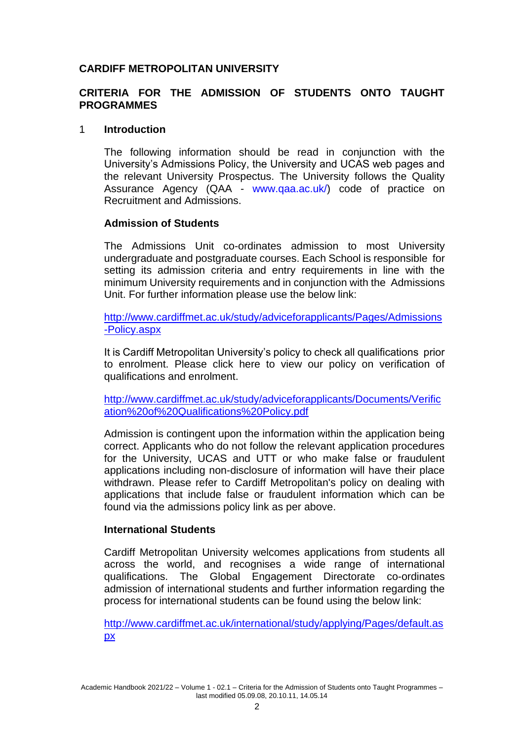**CARDIFF METROPOLITAN UNIVERSITY**

**CRITERIA FOR THE ADMISSION OF STUDENTS ONTO TAUGHT PROGRAMMES**

## 1 Introduction

The following information should be read in conjunction with the University's Admissions Policy, the University and UCAS web pages and the relevant University Prospectus. The University follows the Quality Assurance Agency (QAA - www.qaa.ac.uk/) code of practice on Recruitment and Admissions.

### Admission of Students

The Admissions Unit co-ordinates admission to most University undergraduate and postgraduate courses. Each School is responsible for setting its admission criteria and entry requirements in line with the minimum University requirements and in conjunction with the Admissions Unit. For further information please use the below link:

http://www.cardiffmet.ac.uk/study/adviceforapplicants/Pages/Admissions-Policy.aspx

It is Cardiff Metropolitan University's policy to check all qualifications prior to enrolment. Please click here to view our policy on verification of qualifications and enrolment.

http://www.cardiffmet.ac.uk/study/adviceforapplicants/Documents/Verification%20of%20Qualifications%20Policy.pdf

Admission is contingent upon the information within the application being correct. Applicants who do not follow the relevant application procedures for the University, UCAS and UTT or who make false or fraudulent applications including non-disclosure of information will have their place withdrawn. Please refer to Cardiff Metropolitan's policy on dealing with applications that include false or fraudulent information which can be found via the admissions policy link as per above.

### International Students

Cardiff Metropolitan University welcomes applications from students all across the world, and recognises a wide range of international qualifications. The Global Engagement Directorate co-ordinates admission of international students and further information regarding the process for international students can be found using the below link:

http://www.cardiffmet.ac.uk/international/study/applying/Pages/default.aspx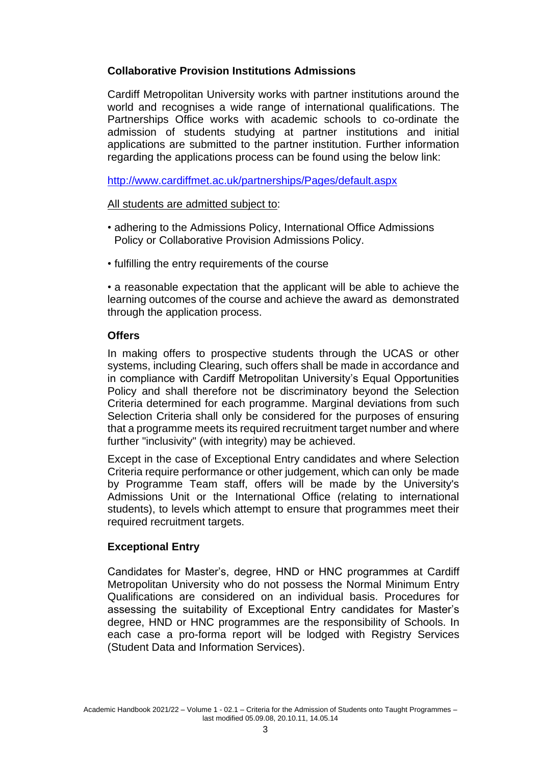**Collaborative Provision Institutions Admissions**

Cardiff Metropolitan University works with partner institutions around the world and recognises a wide range of international qualifications. The Partnerships Office works with academic schools to co-ordinate the admission of students studying at partner institutions and initial applications are submitted to the partner institution. Further information regarding the applications process can be found using the below link:

http://www.cardiffmet.ac.uk/partnerships/Pages/default.aspx

All students are admitted subject to:

- adhering to the Admissions Policy, International Office Admissions Policy or Collaborative Provision Admissions Policy.
- fulfilling the entry requirements of the course
- a reasonable expectation that the applicant will be able to achieve the learning outcomes of the course and achieve the award as demonstrated through the application process.

**Offers**

In making offers to prospective students through the UCAS or other systems, including Clearing, such offers shall be made in accordance and in compliance with Cardiff Metropolitan University's Equal Opportunities Policy and shall therefore not be discriminatory beyond the Selection Criteria determined for each programme. Marginal deviations from such Selection Criteria shall only be considered for the purposes of ensuring that a programme meets its required recruitment target number and where further "inclusivity" (with integrity) may be achieved.

Except in the case of Exceptional Entry candidates and where Selection Criteria require performance or other judgement, which can only be made by Programme Team staff, offers will be made by the University's Admissions Unit or the International Office (relating to international students), to levels which attempt to ensure that programmes meet their required recruitment targets.

**Exceptional Entry**

Candidates for Master's, degree, HND or HNC programmes at Cardiff Metropolitan University who do not possess the Normal Minimum Entry Qualifications are considered on an individual basis. Procedures for assessing the suitability of Exceptional Entry candidates for Master's degree, HND or HNC programmes are the responsibility of Schools. In each case a pro-forma report will be lodged with Registry Services (Student Data and Information Services).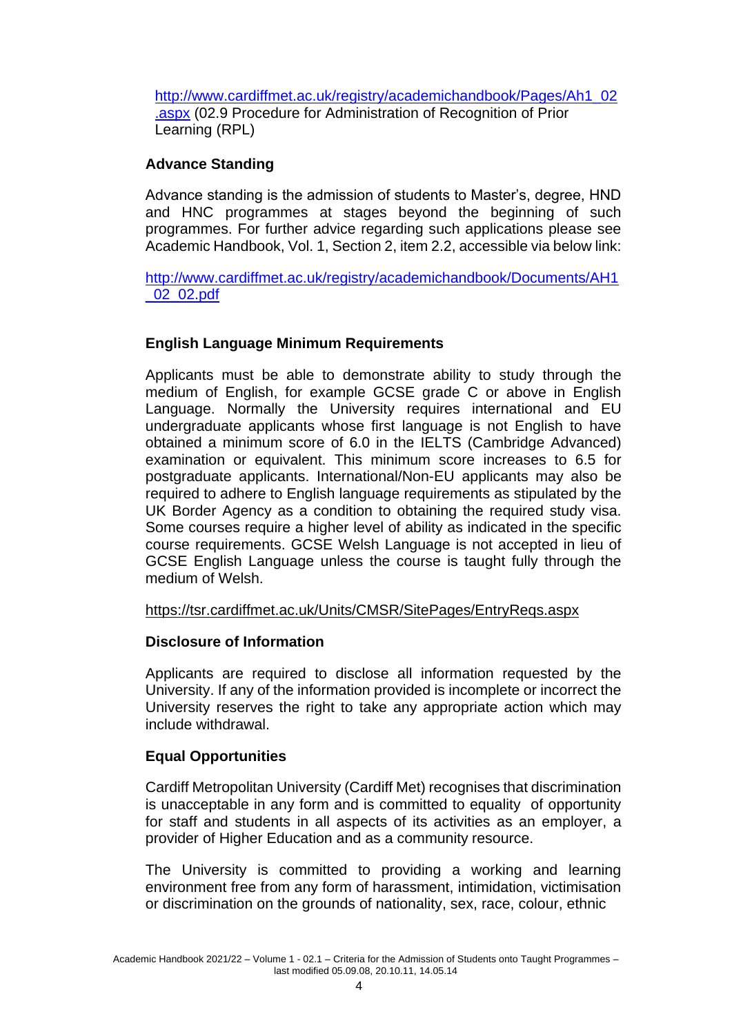http://www.cardiffmet.ac.uk/registry/academichandbook/Pages/Ah1_02.aspx (02.9 Procedure for Administration of Recognition of Prior Learning (RPL)

### Advance Standing

Advance standing is the admission of students to Master's, degree, HND and HNC programmes at stages beyond the beginning of such programmes. For further advice regarding such applications please see Academic Handbook, Vol. 1, Section 2, item 2.2, accessible via below link:

http://www.cardiffmet.ac.uk/registry/academichandbook/Documents/AH1_02_02.pdf

### English Language Minimum Requirements

Applicants must be able to demonstrate ability to study through the medium of English, for example GCSE grade C or above in English Language. Normally the University requires international and EU undergraduate applicants whose first language is not English to have obtained a minimum score of 6.0 in the IELTS (Cambridge Advanced) examination or equivalent. This minimum score increases to 6.5 for postgraduate applicants. International/Non-EU applicants may also be required to adhere to English language requirements as stipulated by the UK Border Agency as a condition to obtaining the required study visa. Some courses require a higher level of ability as indicated in the specific course requirements. GCSE Welsh Language is not accepted in lieu of GCSE English Language unless the course is taught fully through the medium of Welsh.

https://tsr.cardiffmet.ac.uk/Units/CMSR/SitePages/EntryReqs.aspx

### Disclosure of Information

Applicants are required to disclose all information requested by the University. If any of the information provided is incomplete or incorrect the University reserves the right to take any appropriate action which may include withdrawal.

### Equal Opportunities

Cardiff Metropolitan University (Cardiff Met) recognises that discrimination is unacceptable in any form and is committed to equality of opportunity for staff and students in all aspects of its activities as an employer, a provider of Higher Education and as a community resource.

The University is committed to providing a working and learning environment free from any form of harassment, intimidation, victimisation or discrimination on the grounds of nationality, sex, race, colour, ethnic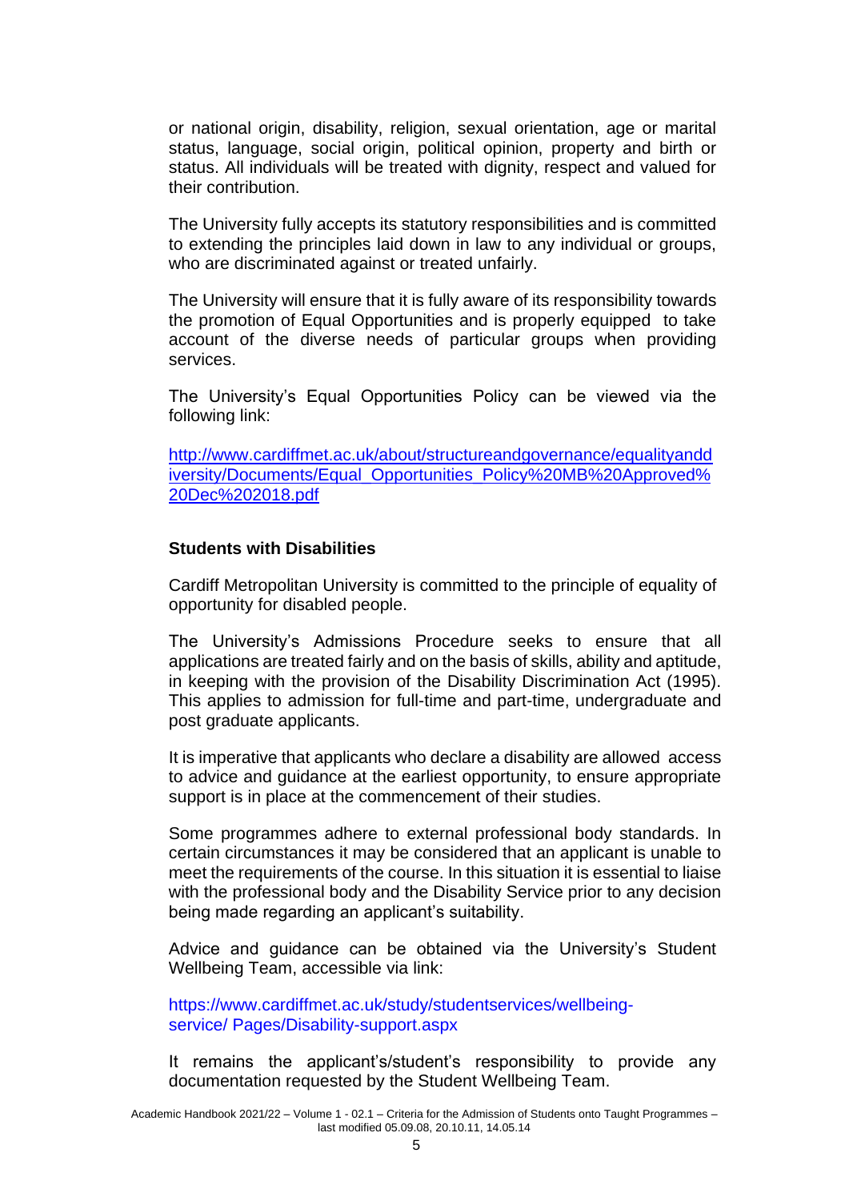or national origin, disability, religion, sexual orientation, age or marital status, language, social origin, political opinion, property and birth or status. All individuals will be treated with dignity, respect and valued for their contribution.

The University fully accepts its statutory responsibilities and is committed to extending the principles laid down in law to any individual or groups, who are discriminated against or treated unfairly.

The University will ensure that it is fully aware of its responsibility towards the promotion of Equal Opportunities and is properly equipped to take account of the diverse needs of particular groups when providing services.

The University's Equal Opportunities Policy can be viewed via the following link:

http://www.cardiffmet.ac.uk/about/structureandgovernance/equalityanddiversity/Documents/Equal_Opportunities_Policy%20MB%20Approved%20Dec%202018.pdf

**Students with Disabilities**

Cardiff Metropolitan University is committed to the principle of equality of opportunity for disabled people.

The University's Admissions Procedure seeks to ensure that all applications are treated fairly and on the basis of skills, ability and aptitude, in keeping with the provision of the Disability Discrimination Act (1995). This applies to admission for full-time and part-time, undergraduate and post graduate applicants.

It is imperative that applicants who declare a disability are allowed access to advice and guidance at the earliest opportunity, to ensure appropriate support is in place at the commencement of their studies.

Some programmes adhere to external professional body standards. In certain circumstances it may be considered that an applicant is unable to meet the requirements of the course. In this situation it is essential to liaise with the professional body and the Disability Service prior to any decision being made regarding an applicant's suitability.

Advice and guidance can be obtained via the University's Student Wellbeing Team, accessible via link:

https://www.cardiffmet.ac.uk/study/studentservices/wellbeing-service/ Pages/Disability-support.aspx

It remains the applicant's/student's responsibility to provide any documentation requested by the Student Wellbeing Team.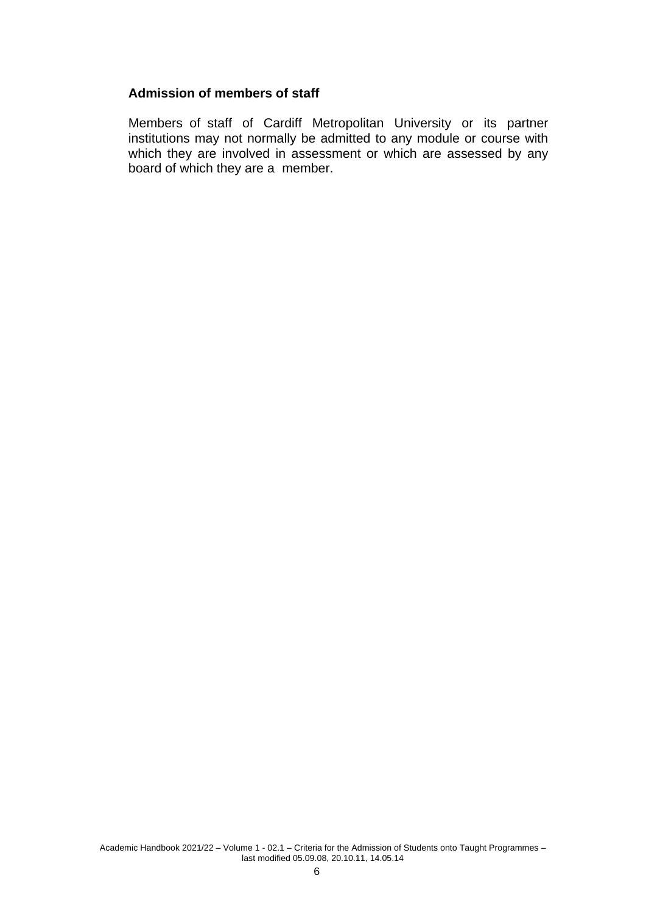### Admission of members of staff

Members of staff of Cardiff Metropolitan University or its partner institutions may not normally be admitted to any module or course with which they are involved in assessment or which are assessed by any board of which they are a member.